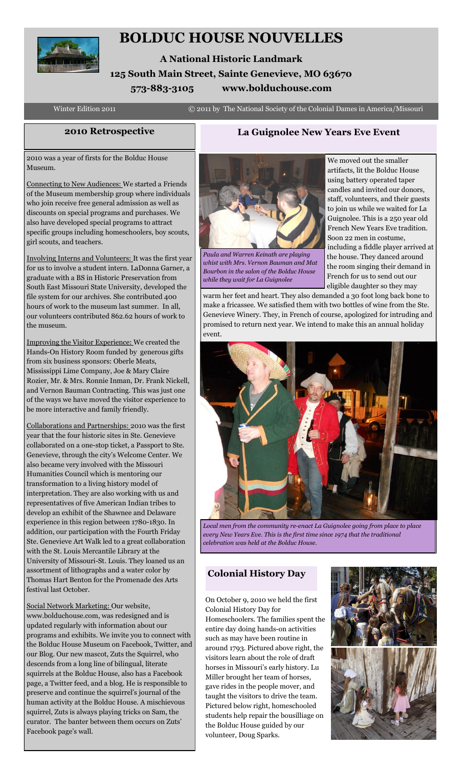# BOLDUC HOUSE NOUVELLES

**A National Historic Landmark**

**125 South Main Street, Sainte Genevieve, MO 63670**

**573-883-3105 www.bolduchouse.com**

Winter Edition 2011 © 2011 by The National Society of the Colonial Dames in America/Missouri

## 2010 Retrospective

2010 was a year of firsts for the Bolduc House Museum.

Connecting to New Audiences: We started a Friends of the Museum membership group where individuals who join receive free general admission as well as discounts on special programs and purchases. We also have developed special programs to attract specific groups including homeschoolers, boy scouts, girl scouts, and teachers.

Involving Interns and Volunteers: It was the first year for us to involve a student intern. LaDonna Garner, a graduate with a BS in Historic Preservation from South East Missouri State University, developed the file system for our archives. She contributed 400 hours of work to the museum last summer. In all, our volunteers contributed 862.62 hours of work to the museum.

Improving the Visitor Experience: We created the Hands-On History Room funded by generous gifts from six business sponsors: Oberle Meats, Mississippi Lime Company, Joe & Mary Claire Rozier, Mr. & Mrs. Ronnie Inman, Dr. Frank Nickell, and Vernon Bauman Contracting. This was just one of the ways we have moved the visitor experience to be more interactive and family friendly.

Collaborations and Partnerships: 2010 was the first year that the four historic sites in Ste. Genevieve collaborated on a one-stop ticket, a Passport to Ste. Genevieve, through the city's Welcome Center. We also became very involved with the Missouri Humanities Council which is mentoring our transformation to a living history model of interpretation. They are also working with us and representatives of five American Indian tribes to develop an exhibit of the Shawnee and Delaware experience in this region between 1780-1830. In addition, our participation with the Fourth Friday Ste. Genevieve Art Walk led to a great collaboration with the St. Louis Mercantile Library at the University of Missouri-St. Louis. They loaned us an assortment of lithographs and a water color by Thomas Hart Benton for the Promenade des Arts festival last October.

Social Network Marketing: Our website, www.bolduchouse.com, was redesigned and is updated regularly with information about our programs and exhibits. We invite you to connect with the Bolduc House Museum on Facebook, Twitter, and our Blog. Our new mascot, Zuts the Squirrel, who descends from a long line of bilingual, literate squirrels at the Bolduc House, also has a Facebook page, a Twitter feed, and a blog. He is responsible to preserve and continue the squirrel's journal of the human activity at the Bolduc House. A mischievous squirrel, Zuts is always playing tricks on Sam, the curator. The banter between them occurs on Zuts' Facebook page's wall.

## La Guignolee New Years Eve Event

*Paula and Warren Keinath are playing whist with Mrs. Vernon Bauman and Mat Bourbon in the salon of the Bolduc House while they wait for La Guignolee*

We moved out the smaller artifacts, lit the Bolduc House using battery operated taper candles and invited our donors, staff, volunteers, and their guests to join us while we waited for La Guignolee. This is a 250 year old French New Years Eve tradition. Soon 22 men in costume, including a fiddle player arrived at the house. They danced around the room singing their demand in French for us to send out our eligible daughter so they may warm her feet and heart. They also demanded a 30 foot long back bone to make a fricassee. We satisfied them with two bottles of wine from the Ste. Genevieve Winery. They, in French of course, apologized for intruding and promised to return next year. We intend to make this an annual holiday event.

*Local men from the community re-enact La Guignolee going from place to place every New Years Eve. This is the first time since 1974 that the traditional celebration was held at the Bolduc House.*

## Colonial History Day

On October 9, 2010 we held the first Colonial History Day for Homeschoolers. The families spent the entire day doing hands-on activities such as may have been routine in around 1793. Pictured above right, the visitors learn about the role of draft horses in Missouri's early history. Lu Miller brought her team of horses, gave rides in the people mover, and taught the visitors to drive the team. Pictured below right, homeschooled students help repair the bousilliage on the Bolduc House guided by our volunteer, Doug Sparks.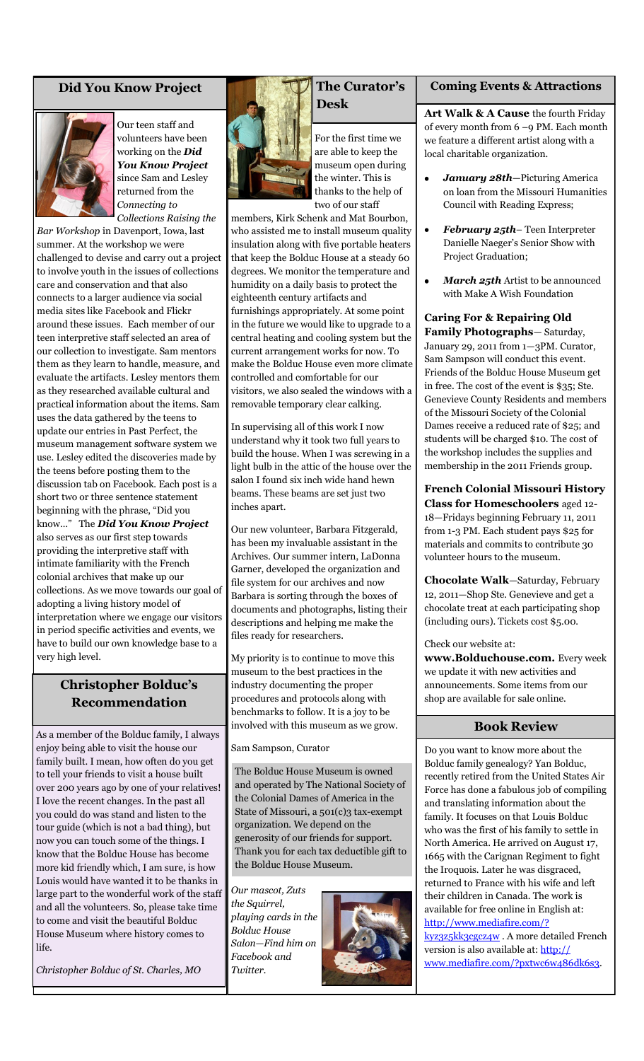## Did You Know Project

Our teen staff and volunteers have been working on the ***Did You Know Project*** since Sam and Lesley returned from the *Connecting to Collections Raising the Bar Workshop* in Davenport, Iowa, last summer. At the workshop we were challenged to devise and carry out a project to involve youth in the issues of collections care and conservation and that also connects to a larger audience via social media sites like Facebook and Flickr around these issues. Each member of our teen interpretive staff selected an area of our collection to investigate. Sam mentors them as they learn to handle, measure, and evaluate the artifacts. Lesley mentors them as they researched available cultural and practical information about the items. Sam uses the data gathered by the teens to update our entries in Past Perfect, the museum management software system we use. Lesley edited the discoveries made by the teens before posting them to the discussion tab on Facebook. Each post is a short two or three sentence statement beginning with the phrase, "Did you know…" The ***Did You Know Project*** also serves as our first step towards providing the interpretive staff with intimate familiarity with the French colonial archives that make up our collections. As we move towards our goal of adopting a living history model of interpretation where we engage our visitors in period specific activities and events, we have to build our own knowledge base to a very high level.

## Christopher Bolduc's Recommendation

As a member of the Bolduc family, I always enjoy being able to visit the house our family built. I mean, how often do you get to tell your friends to visit a house built over 200 years ago by one of your relatives! I love the recent changes. In the past all you could do was stand and listen to the tour guide (which is not a bad thing), but now you can touch some of the things. I know that the Bolduc House has become more kid friendly which, I am sure, is how Louis would have wanted it to be thanks in large part to the wonderful work of the staff and all the volunteers. So, please take time to come and visit the beautiful Bolduc House Museum where history comes to life.

*Christopher Bolduc of St. Charles, MO*

## The Curator's Desk

For the first time we are able to keep the museum open during the winter. This is thanks to the help of two of our staff members, Kirk Schenk and Mat Bourbon, who assisted me to install museum quality insulation along with five portable heaters that keep the Bolduc House at a steady 60 degrees. We monitor the temperature and humidity on a daily basis to protect the eighteenth century artifacts and furnishings appropriately. At some point in the future we would like to upgrade to a central heating and cooling system but the current arrangement works for now. To make the Bolduc House even more climate controlled and comfortable for our visitors, we also sealed the windows with a removable temporary clear calking.

In supervising all of this work I now understand why it took two full years to build the house. When I was screwing in a light bulb in the attic of the house over the salon I found six inch wide hand hewn beams. These beams are set just two inches apart.

Our new volunteer, Barbara Fitzgerald, has been my invaluable assistant in the Archives. Our summer intern, LaDonna Garner, developed the organization and file system for our archives and now Barbara is sorting through the boxes of documents and photographs, listing their descriptions and helping me make the files ready for researchers.

My priority is to continue to move this museum to the best practices in the industry documenting the proper procedures and protocols along with benchmarks to follow. It is a joy to be involved with this museum as we grow.

Sam Sampson, Curator

The Bolduc House Museum is owned and operated by The National Society of the Colonial Dames of America in the State of Missouri, a 501(c)3 tax-exempt organization. We depend on the generosity of our friends for support. Thank you for each tax deductible gift to the Bolduc House Museum.

*Our mascot, Zuts the Squirrel, playing cards in the Bolduc House Salon—Find him on Facebook and Twitter.*

## Coming Events & Attractions

**Art Walk & A Cause** the fourth Friday of every month from 6 –9 PM. Each month we feature a different artist along with a local charitable organization.

- ***January 28th***—Picturing America on loan from the Missouri Humanities Council with Reading Express;
- ***February 25th***– Teen Interpreter Danielle Naeger's Senior Show with Project Graduation;
- ***March 25th*** Artist to be announced with Make A Wish Foundation

**Caring For & Repairing Old Family Photographs**— Saturday, January 29, 2011 from 1—3PM. Curator, Sam Sampson will conduct this event. Friends of the Bolduc House Museum get in free. The cost of the event is $35; Ste. Genevieve County Residents and members of the Missouri Society of the Colonial Dames receive a reduced rate of $25; and students will be charged $10. The cost of the workshop includes the supplies and membership in the 2011 Friends group.

**French Colonial Missouri History Class for Homeschoolers** aged 12-18—Fridays beginning February 11, 2011 from 1-3 PM. Each student pays $25 for materials and commits to contribute 30 volunteer hours to the museum.

**Chocolate Walk**—Saturday, February 12, 2011—Shop Ste. Genevieve and get a chocolate treat at each participating shop (including ours). Tickets cost $5.00.

Check our website at: **www.Bolduchouse.com.** Every week we update it with new activities and announcements. Some items from our shop are available for sale online.

## Book Review

Do you want to know more about the Bolduc family genealogy? Yan Bolduc, recently retired from the United States Air Force has done a fabulous job of compiling and translating information about the family. It focuses on that Louis Bolduc who was the first of his family to settle in North America. He arrived on August 17, 1665 with the Carignan Regiment to fight the Iroquois. Later he was disgraced, returned to France with his wife and left their children in Canada. The work is available for free online in English at: http://www.mediafire.com/?kyz3z5kk3cgcz4w . A more detailed French version is also available at: http://www.mediafire.com/?pxtwc6w486dk6s3.